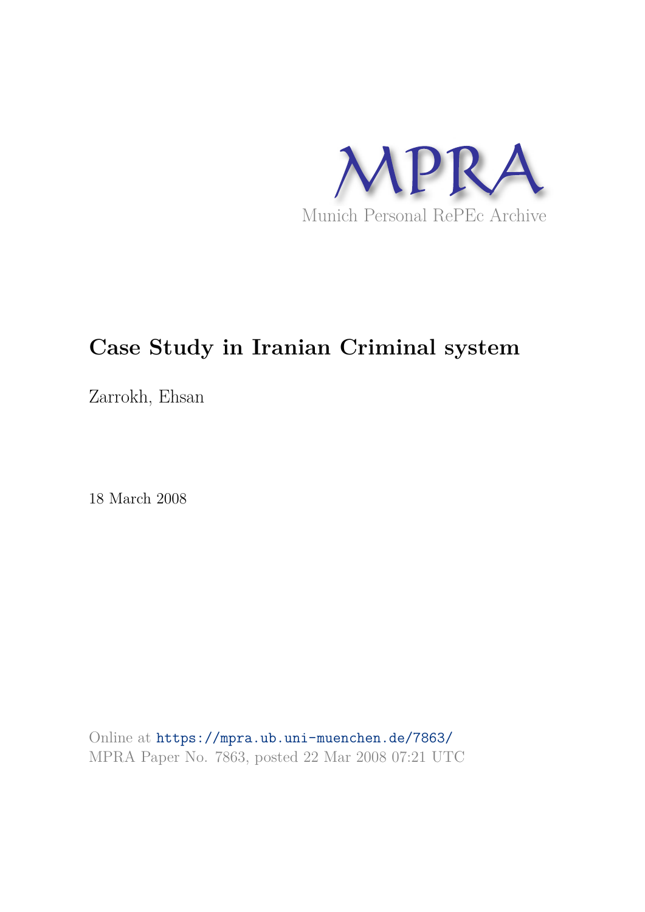MPRA

Munich Personal RePEc Archive

# Case Study in Iranian Criminal system

Zarrokh, Ehsan

18 March 2008

Online at https://mpra.ub.uni-muenchen.de/7863/
MPRA Paper No. 7863, posted 22 Mar 2008 07:21 UTC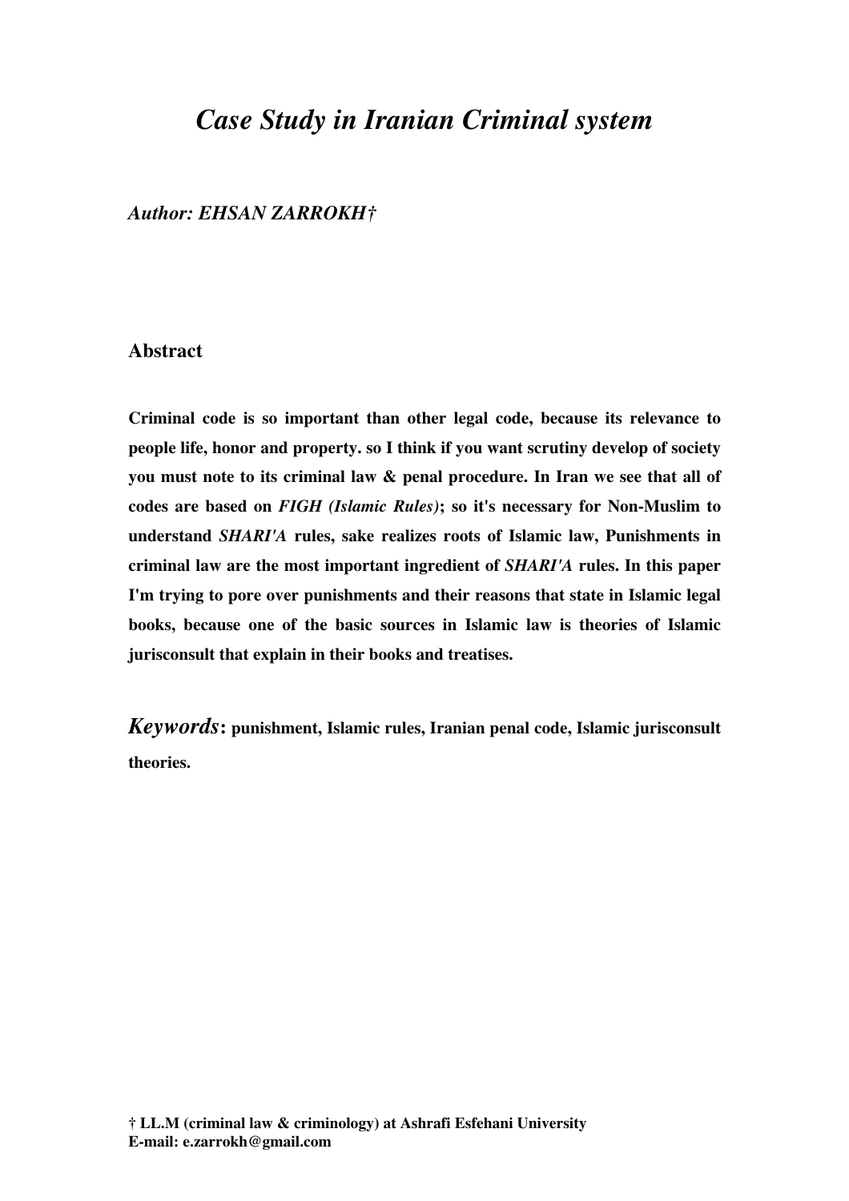# *Case Study in Iranian Criminal system*

***Author: EHSAN ZARROKH†***

## Abstract

**Criminal code is so important than other legal code, because its relevance to people life, honor and property. so I think if you want scrutiny develop of society you must note to its criminal law & penal procedure. In Iran we see that all of codes are based on *FIGH (Islamic Rules)*; so it's necessary for Non-Muslim to understand *SHARI'A* rules, sake realizes roots of Islamic law, Punishments in criminal law are the most important ingredient of *SHARI'A* rules. In this paper I'm trying to pore over punishments and their reasons that state in Islamic legal books, because one of the basic sources in Islamic law is theories of Islamic jurisconsult that explain in their books and treatises.**

***Keywords*: punishment, Islamic rules, Iranian penal code, Islamic jurisconsult theories.**

**† LL.M (criminal law & criminology) at Ashrafi Esfehani University**
**E-mail: e.zarrokh@gmail.com**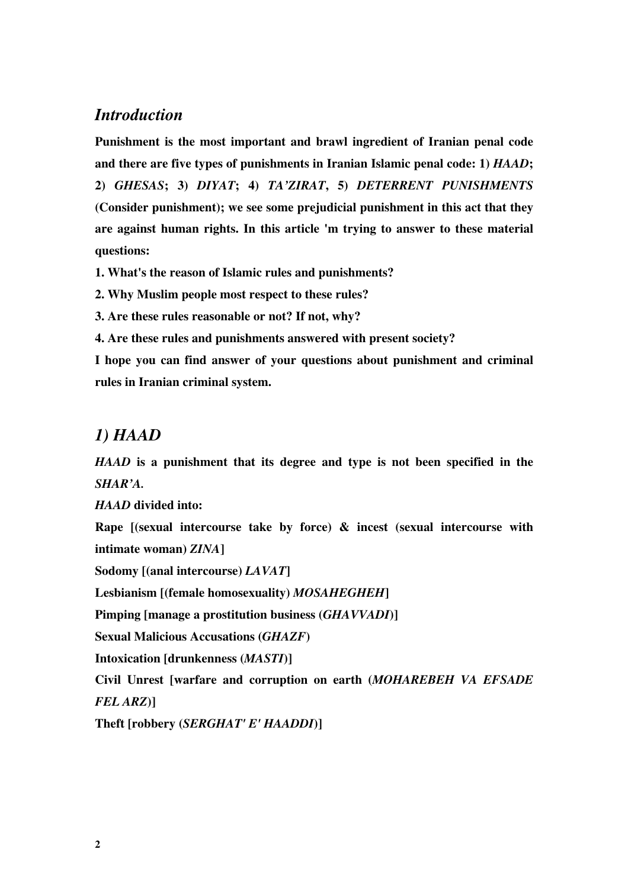## *Introduction*

**Punishment is the most important and brawl ingredient of Iranian penal code and there are five types of punishments in Iranian Islamic penal code: 1) *HAAD*; 2) *GHESAS*; 3) *DIYAT*; 4) *TA'ZIRAT*, 5) *DETERRENT PUNISHMENTS* (Consider punishment); we see some prejudicial punishment in this act that they are against human rights. In this article 'm trying to answer to these material questions:**

**1. What's the reason of Islamic rules and punishments?**

**2. Why Muslim people most respect to these rules?**

**3. Are these rules reasonable or not? If not, why?**

**4. Are these rules and punishments answered with present society?**

**I hope you can find answer of your questions about punishment and criminal rules in Iranian criminal system.**

## *1) HAAD*

***HAAD* is a punishment that its degree and type is not been specified in the *SHAR'A*.**

***HAAD* divided into:**

**Rape [(sexual intercourse take by force) & incest (sexual intercourse with intimate woman) *ZINA*]**

**Sodomy [(anal intercourse) *LAVAT*]**

**Lesbianism [(female homosexuality) *MOSAHEGHEH*]**

**Pimping [manage a prostitution business (*GHAVVADI*)]**

**Sexual Malicious Accusations (*GHAZF*)**

**Intoxication [drunkenness (*MASTI*)]**

**Civil Unrest [warfare and corruption on earth (*MOHAREBEH VA EFSADE FEL ARZ*)]**

**Theft [robbery (*SERGHAT' E' HAADDI*)]**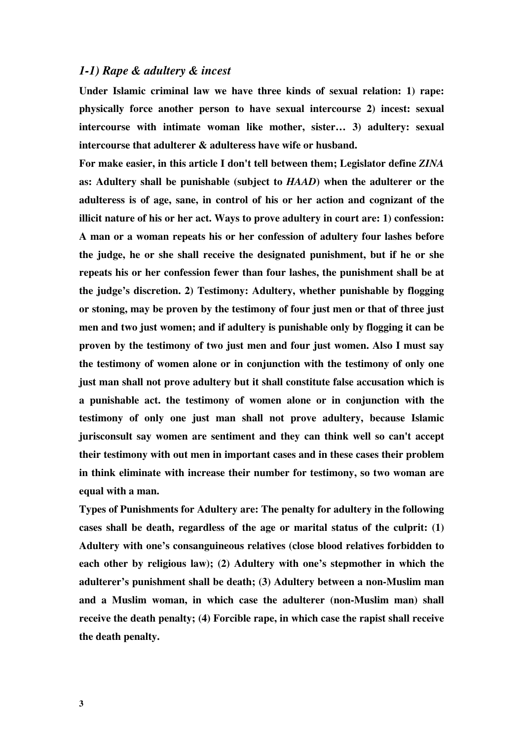### *1-1) Rape & adultery & incest*

**Under Islamic criminal law we have three kinds of sexual relation: 1) rape: physically force another person to have sexual intercourse 2) incest: sexual intercourse with intimate woman like mother, sister… 3) adultery: sexual intercourse that adulterer & adulteress have wife or husband.**

**For make easier, in this article I don't tell between them; Legislator define *ZINA* as: Adultery shall be punishable (subject to *HAAD*) when the adulterer or the adulteress is of age, sane, in control of his or her action and cognizant of the illicit nature of his or her act. Ways to prove adultery in court are: 1) confession: A man or a woman repeats his or her confession of adultery four lashes before the judge, he or she shall receive the designated punishment, but if he or she repeats his or her confession fewer than four lashes, the punishment shall be at the judge's discretion. 2) Testimony: Adultery, whether punishable by flogging or stoning, may be proven by the testimony of four just men or that of three just men and two just women; and if adultery is punishable only by flogging it can be proven by the testimony of two just men and four just women. Also I must say the testimony of women alone or in conjunction with the testimony of only one just man shall not prove adultery but it shall constitute false accusation which is a punishable act. the testimony of women alone or in conjunction with the testimony of only one just man shall not prove adultery, because Islamic jurisconsult say women are sentiment and they can think well so can't accept their testimony with out men in important cases and in these cases their problem in think eliminate with increase their number for testimony, so two woman are equal with a man.**

**Types of Punishments for Adultery are: The penalty for adultery in the following cases shall be death, regardless of the age or marital status of the culprit: (1) Adultery with one's consanguineous relatives (close blood relatives forbidden to each other by religious law); (2) Adultery with one's stepmother in which the adulterer's punishment shall be death; (3) Adultery between a non-Muslim man and a Muslim woman, in which case the adulterer (non-Muslim man) shall receive the death penalty; (4) Forcible rape, in which case the rapist shall receive the death penalty.**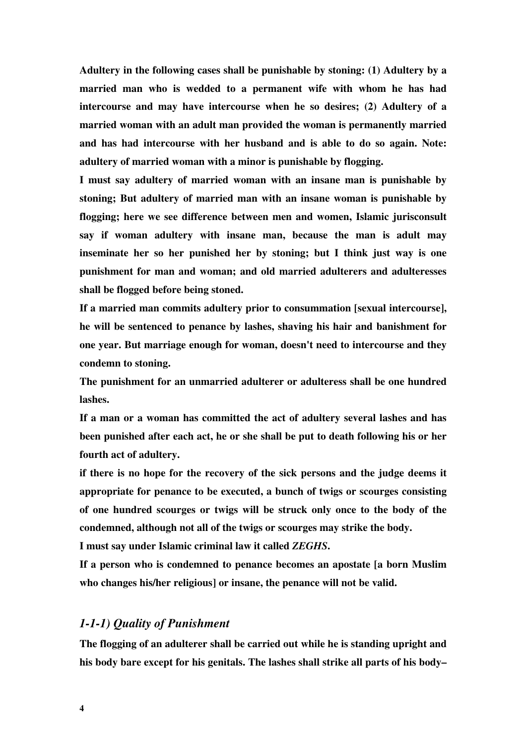**Adultery in the following cases shall be punishable by stoning: (1) Adultery by a married man who is wedded to a permanent wife with whom he has had intercourse and may have intercourse when he so desires; (2) Adultery of a married woman with an adult man provided the woman is permanently married and has had intercourse with her husband and is able to do so again. Note: adultery of married woman with a minor is punishable by flogging.**

**I must say adultery of married woman with an insane man is punishable by stoning; But adultery of married man with an insane woman is punishable by flogging; here we see difference between men and women, Islamic jurisconsult say if woman adultery with insane man, because the man is adult may inseminate her so her punished her by stoning; but I think just way is one punishment for man and woman; and old married adulterers and adulteresses shall be flogged before being stoned.**

**If a married man commits adultery prior to consummation [sexual intercourse], he will be sentenced to penance by lashes, shaving his hair and banishment for one year. But marriage enough for woman, doesn't need to intercourse and they condemn to stoning.**

**The punishment for an unmarried adulterer or adulteress shall be one hundred lashes.**

**If a man or a woman has committed the act of adultery several lashes and has been punished after each act, he or she shall be put to death following his or her fourth act of adultery.**

**if there is no hope for the recovery of the sick persons and the judge deems it appropriate for penance to be executed, a bunch of twigs or scourges consisting of one hundred scourges or twigs will be struck only once to the body of the condemned, although not all of the twigs or scourges may strike the body.**

**I must say under Islamic criminal law it called *ZEGHS*.**

**If a person who is condemned to penance becomes an apostate [a born Muslim who changes his/her religious] or insane, the penance will not be valid.**

### *1-1-1) Quality of Punishment*

**The flogging of an adulterer shall be carried out while he is standing upright and his body bare except for his genitals. The lashes shall strike all parts of his body–**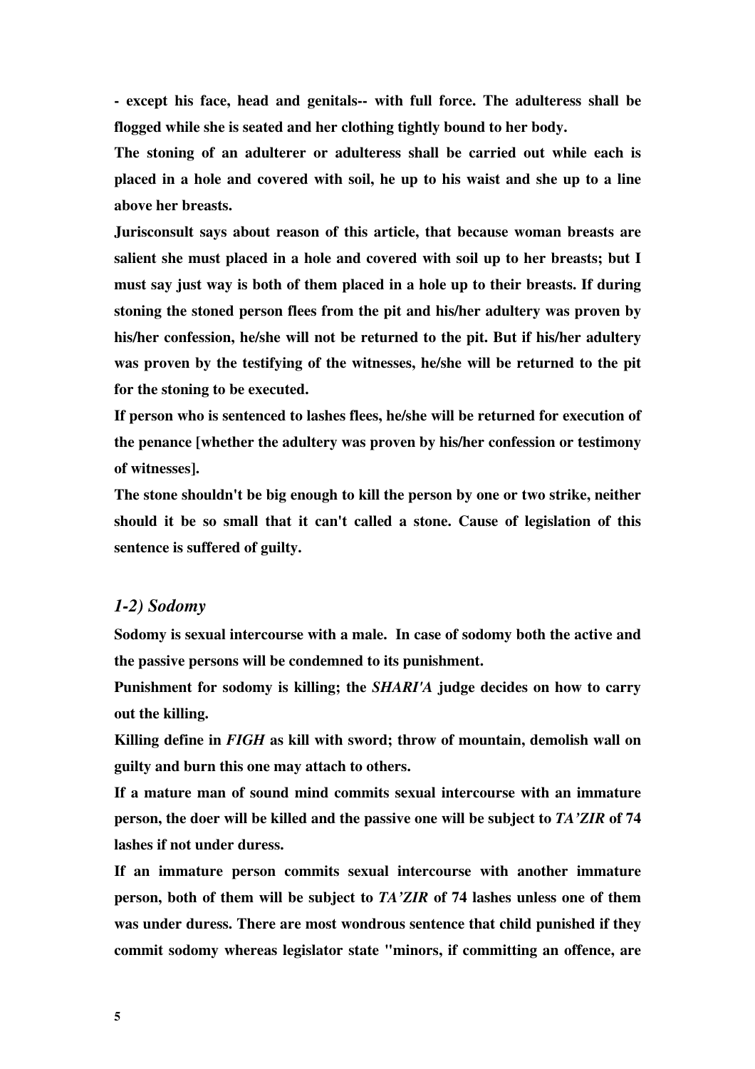**- except his face, head and genitals-- with full force. The adulteress shall be flogged while she is seated and her clothing tightly bound to her body.**

**The stoning of an adulterer or adulteress shall be carried out while each is placed in a hole and covered with soil, he up to his waist and she up to a line above her breasts.**

**Jurisconsult says about reason of this article, that because woman breasts are salient she must placed in a hole and covered with soil up to her breasts; but I must say just way is both of them placed in a hole up to their breasts. If during stoning the stoned person flees from the pit and his/her adultery was proven by his/her confession, he/she will not be returned to the pit. But if his/her adultery was proven by the testifying of the witnesses, he/she will be returned to the pit for the stoning to be executed.**

**If person who is sentenced to lashes flees, he/she will be returned for execution of the penance [whether the adultery was proven by his/her confession or testimony of witnesses].**

**The stone shouldn't be big enough to kill the person by one or two strike, neither should it be so small that it can't called a stone. Cause of legislation of this sentence is suffered of guilty.**

### *1-2) Sodomy*

**Sodomy is sexual intercourse with a male. In case of sodomy both the active and the passive persons will be condemned to its punishment.**

**Punishment for sodomy is killing; the *SHARI'A* judge decides on how to carry out the killing.**

**Killing define in *FIGH* as kill with sword; throw of mountain, demolish wall on guilty and burn this one may attach to others.**

**If a mature man of sound mind commits sexual intercourse with an immature person, the doer will be killed and the passive one will be subject to *TA'ZIR* of 74 lashes if not under duress.**

**If an immature person commits sexual intercourse with another immature person, both of them will be subject to *TA'ZIR* of 74 lashes unless one of them was under duress. There are most wondrous sentence that child punished if they commit sodomy whereas legislator state "minors, if committing an offence, are**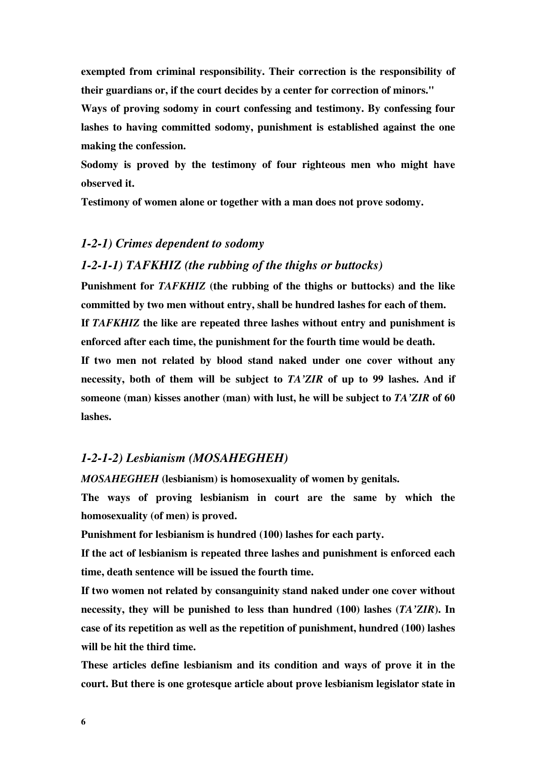**exempted from criminal responsibility. Their correction is the responsibility of their guardians or, if the court decides by a center for correction of minors."**

**Ways of proving sodomy in court confessing and testimony. By confessing four lashes to having committed sodomy, punishment is established against the one making the confession.**

**Sodomy is proved by the testimony of four righteous men who might have observed it.**

**Testimony of women alone or together with a man does not prove sodomy.**

### *1-2-1) Crimes dependent to sodomy*

#### *1-2-1-1) TAFKHIZ (the rubbing of the thighs or buttocks)*

**Punishment for *TAFKHIZ* (the rubbing of the thighs or buttocks) and the like committed by two men without entry, shall be hundred lashes for each of them.**

**If *TAFKHIZ* the like are repeated three lashes without entry and punishment is enforced after each time, the punishment for the fourth time would be death.**

**If two men not related by blood stand naked under one cover without any necessity, both of them will be subject to *TA'ZIR* of up to 99 lashes. And if someone (man) kisses another (man) with lust, he will be subject to *TA'ZIR* of 60 lashes.**

#### *1-2-1-2) Lesbianism (MOSAHEGHEH)*

***MOSAHEGHEH* (lesbianism) is homosexuality of women by genitals.**

**The ways of proving lesbianism in court are the same by which the homosexuality (of men) is proved.**

**Punishment for lesbianism is hundred (100) lashes for each party.**

**If the act of lesbianism is repeated three lashes and punishment is enforced each time, death sentence will be issued the fourth time.**

**If two women not related by consanguinity stand naked under one cover without necessity, they will be punished to less than hundred (100) lashes (*TA'ZIR*). In case of its repetition as well as the repetition of punishment, hundred (100) lashes will be hit the third time.**

**These articles define lesbianism and its condition and ways of prove it in the court. But there is one grotesque article about prove lesbianism legislator state in**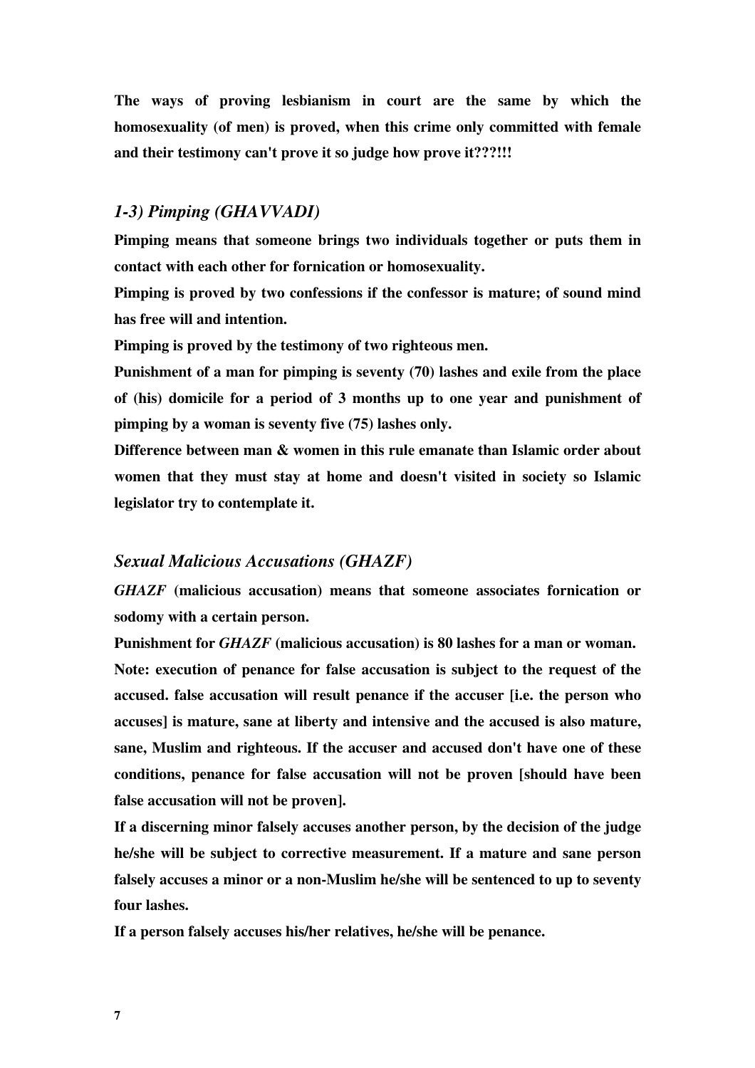**The ways of proving lesbianism in court are the same by which the homosexuality (of men) is proved, when this crime only committed with female and their testimony can't prove it so judge how prove it???!!!**

### *1-3) Pimping (GHAVVADI)*

**Pimping means that someone brings two individuals together or puts them in contact with each other for fornication or homosexuality.**

**Pimping is proved by two confessions if the confessor is mature; of sound mind has free will and intention.**

**Pimping is proved by the testimony of two righteous men.**

**Punishment of a man for pimping is seventy (70) lashes and exile from the place of (his) domicile for a period of 3 months up to one year and punishment of pimping by a woman is seventy five (75) lashes only.**

**Difference between man & women in this rule emanate than Islamic order about women that they must stay at home and doesn't visited in society so Islamic legislator try to contemplate it.**

### *Sexual Malicious Accusations (GHAZF)*

***GHAZF* (malicious accusation) means that someone associates fornication or sodomy with a certain person.**

**Punishment for *GHAZF* (malicious accusation) is 80 lashes for a man or woman.**

**Note: execution of penance for false accusation is subject to the request of the accused. false accusation will result penance if the accuser [i.e. the person who accuses] is mature, sane at liberty and intensive and the accused is also mature, sane, Muslim and righteous. If the accuser and accused don't have one of these conditions, penance for false accusation will not be proven [should have been false accusation will not be proven].**

**If a discerning minor falsely accuses another person, by the decision of the judge he/she will be subject to corrective measurement. If a mature and sane person falsely accuses a minor or a non-Muslim he/she will be sentenced to up to seventy four lashes.**

**If a person falsely accuses his/her relatives, he/she will be penance.**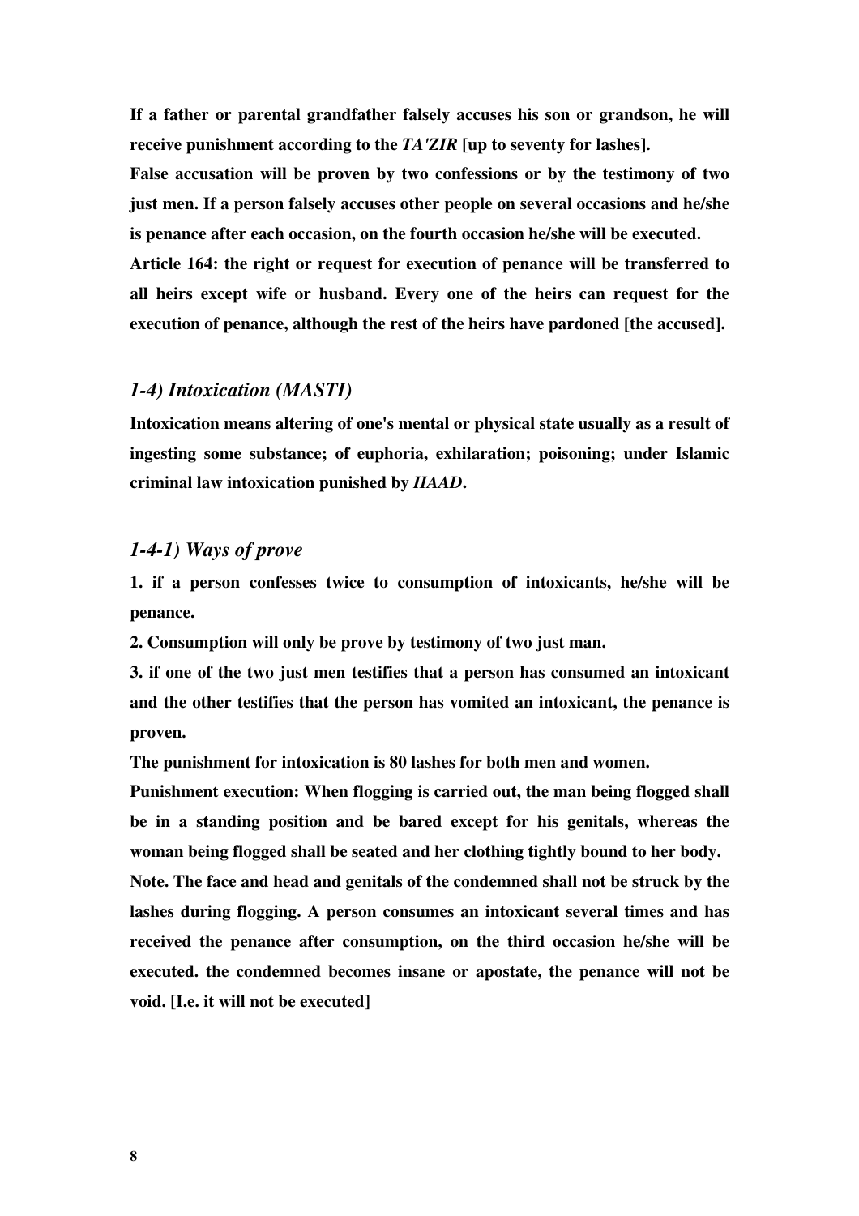**If a father or parental grandfather falsely accuses his son or grandson, he will receive punishment according to the *TA'ZIR* [up to seventy for lashes].**

**False accusation will be proven by two confessions or by the testimony of two just men. If a person falsely accuses other people on several occasions and he/she is penance after each occasion, on the fourth occasion he/she will be executed.**

**Article 164: the right or request for execution of penance will be transferred to all heirs except wife or husband. Every one of the heirs can request for the execution of penance, although the rest of the heirs have pardoned [the accused].**

### *1-4) Intoxication (MASTI)*

**Intoxication means altering of one's mental or physical state usually as a result of ingesting some substance; of euphoria, exhilaration; poisoning; under Islamic criminal law intoxication punished by *HAAD*.**

### *1-4-1) Ways of prove*

**1. if a person confesses twice to consumption of intoxicants, he/she will be penance.**

**2. Consumption will only be prove by testimony of two just man.**

**3. if one of the two just men testifies that a person has consumed an intoxicant and the other testifies that the person has vomited an intoxicant, the penance is proven.**

**The punishment for intoxication is 80 lashes for both men and women.**

**Punishment execution: When flogging is carried out, the man being flogged shall be in a standing position and be bared except for his genitals, whereas the woman being flogged shall be seated and her clothing tightly bound to her body.**

**Note. The face and head and genitals of the condemned shall not be struck by the lashes during flogging. A person consumes an intoxicant several times and has received the penance after consumption, on the third occasion he/she will be executed. the condemned becomes insane or apostate, the penance will not be void. [I.e. it will not be executed]**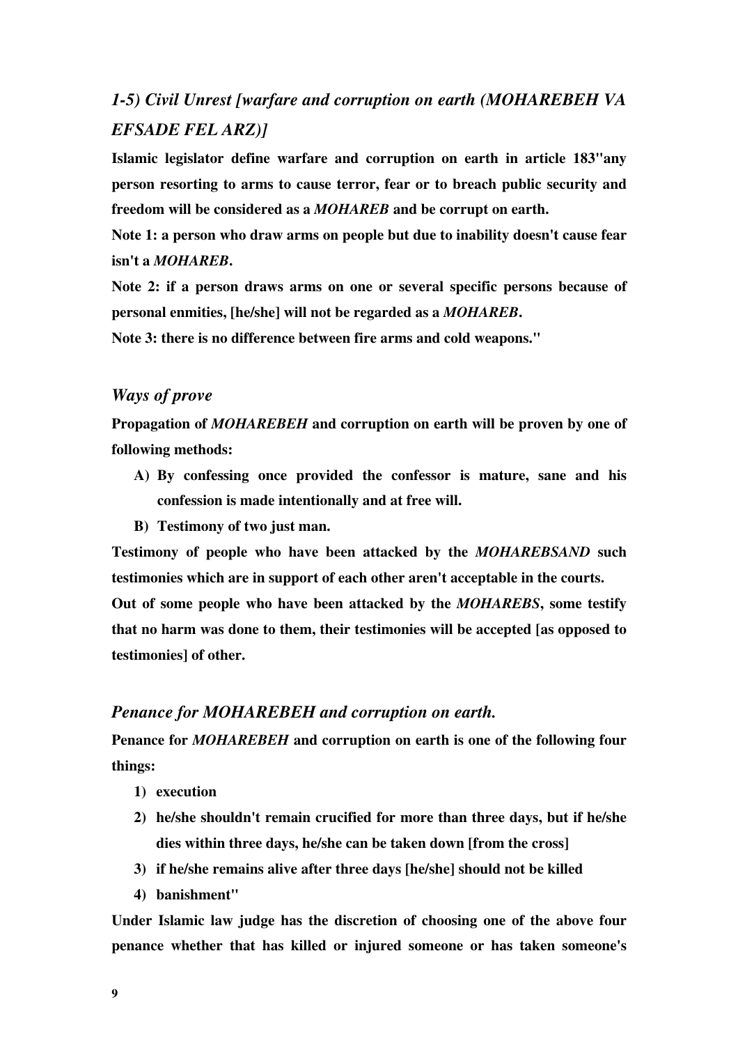## *1-5) Civil Unrest [warfare and corruption on earth (MOHAREBEH VA EFSADE FEL ARZ)]*

**Islamic legislator define warfare and corruption on earth in article 183"any person resorting to arms to cause terror, fear or to breach public security and freedom will be considered as a *MOHAREB* and be corrupt on earth.**

**Note 1: a person who draw arms on people but due to inability doesn't cause fear isn't a *MOHAREB*.**

**Note 2: if a person draws arms on one or several specific persons because of personal enmities, [he/she] will not be regarded as a *MOHAREB*.**

**Note 3: there is no difference between fire arms and cold weapons."**

### *Ways of prove*

**Propagation of *MOHAREBEH* and corruption on earth will be proven by one of following methods:**

- **A) By confessing once provided the confessor is mature, sane and his confession is made intentionally and at free will.**
- **B) Testimony of two just man.**

**Testimony of people who have been attacked by the *MOHAREBSAND* such testimonies which are in support of each other aren't acceptable in the courts.**

**Out of some people who have been attacked by the *MOHAREBS*, some testify that no harm was done to them, their testimonies will be accepted [as opposed to testimonies] of other.**

### *Penance for MOHAREBEH and corruption on earth.*

**Penance for *MOHAREBEH* and corruption on earth is one of the following four things:**

1) **execution**
2) **he/she shouldn't remain crucified for more than three days, but if he/she dies within three days, he/she can be taken down [from the cross]**
3) **if he/she remains alive after three days [he/she] should not be killed**
4) **banishment"**

**Under Islamic law judge has the discretion of choosing one of the above four penance whether that has killed or injured someone or has taken someone's**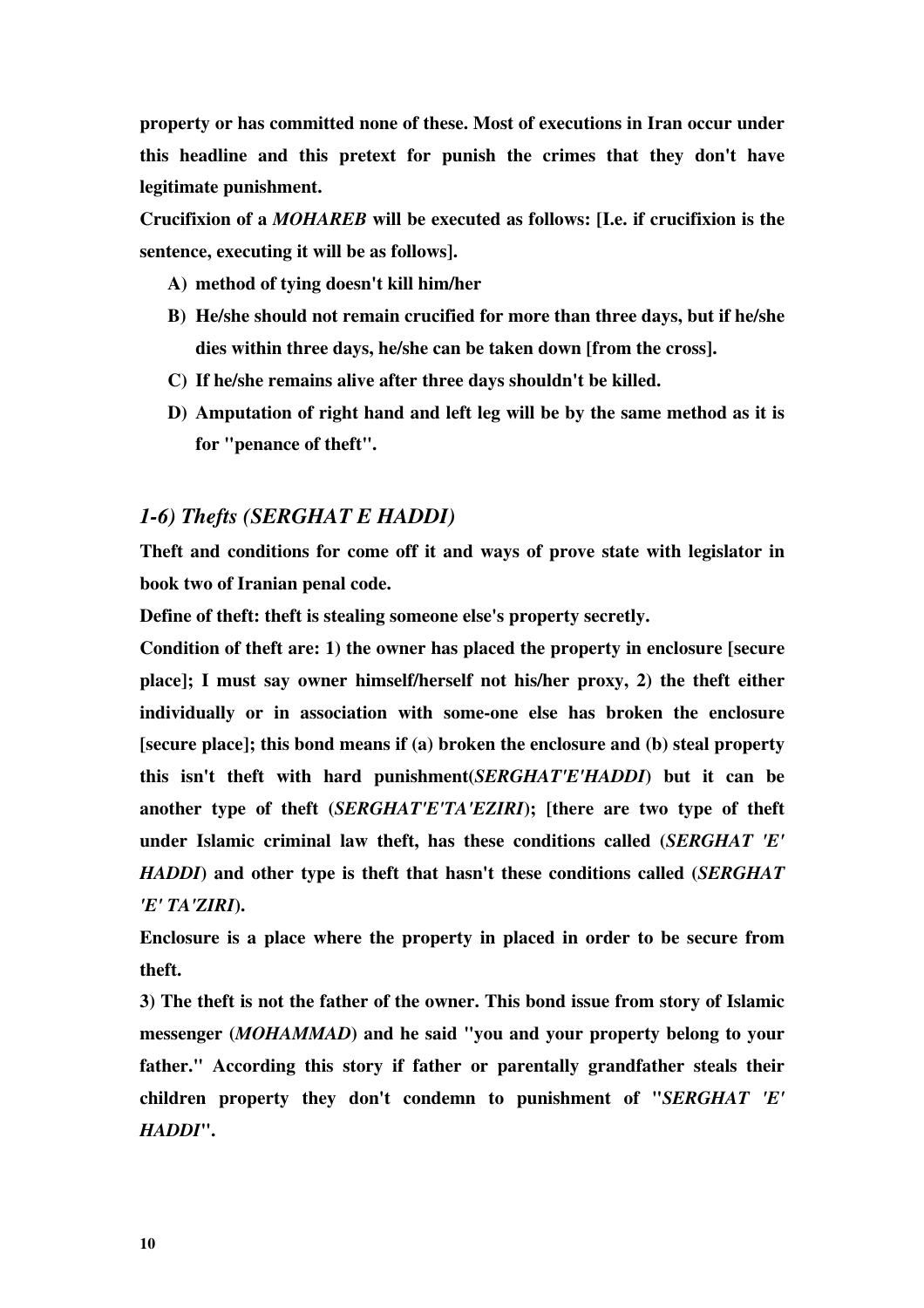**property or has committed none of these. Most of executions in Iran occur under this headline and this pretext for punish the crimes that they don't have legitimate punishment.**

**Crucifixion of a *MOHAREB* will be executed as follows: [I.e. if crucifixion is the sentence, executing it will be as follows].**

A) **method of tying doesn't kill him/her**
B) **He/she should not remain crucified for more than three days, but if he/she dies within three days, he/she can be taken down [from the cross].**
C) **If he/she remains alive after three days shouldn't be killed.**
D) **Amputation of right hand and left leg will be by the same method as it is for "penance of theft".**

### *1-6) Thefts (SERGHAT E HADDI)*

**Theft and conditions for come off it and ways of prove state with legislator in book two of Iranian penal code.**

**Define of theft: theft is stealing someone else's property secretly.**

**Condition of theft are: 1) the owner has placed the property in enclosure [secure place]; I must say owner himself/herself not his/her proxy, 2) the theft either individually or in association with some-one else has broken the enclosure [secure place]; this bond means if (a) broken the enclosure and (b) steal property this isn't theft with hard punishment(*SERGHAT'E'HADDI*) but it can be another type of theft (*SERGHAT'E'TA'EZIRI*); [there are two type of theft under Islamic criminal law theft, has these conditions called (*SERGHAT 'E' HADDI*) and other type is theft that hasn't these conditions called (*SERGHAT 'E' TA'ZIRI*).**

**Enclosure is a place where the property in placed in order to be secure from theft.**

**3) The theft is not the father of the owner. This bond issue from story of Islamic messenger (*MOHAMMAD*) and he said "you and your property belong to your father." According this story if father or parentally grandfather steals their children property they don't condemn to punishment of "*SERGHAT 'E' HADDI*".**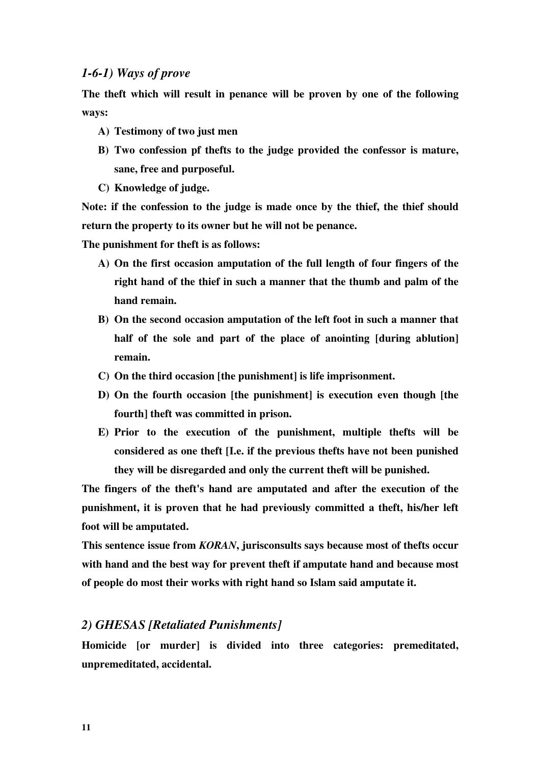### *1-6-1) Ways of prove*

**The theft which will result in penance will be proven by one of the following ways:**

**A) Testimony of two just men**

**B) Two confession pf thefts to the judge provided the confessor is mature, sane, free and purposeful.**

**C) Knowledge of judge.**

**Note: if the confession to the judge is made once by the thief, the thief should return the property to its owner but he will not be penance.**

**The punishment for theft is as follows:**

**A) On the first occasion amputation of the full length of four fingers of the right hand of the thief in such a manner that the thumb and palm of the hand remain.**

**B) On the second occasion amputation of the left foot in such a manner that half of the sole and part of the place of anointing [during ablution] remain.**

**C) On the third occasion [the punishment] is life imprisonment.**

**D) On the fourth occasion [the punishment] is execution even though [the fourth] theft was committed in prison.**

**E) Prior to the execution of the punishment, multiple thefts will be considered as one theft [I.e. if the previous thefts have not been punished they will be disregarded and only the current theft will be punished.**

**The fingers of the theft's hand are amputated and after the execution of the punishment, it is proven that he had previously committed a theft, his/her left foot will be amputated.**

**This sentence issue from *KORAN*, jurisconsults says because most of thefts occur with hand and the best way for prevent theft if amputate hand and because most of people do most their works with right hand so Islam said amputate it.**

## *2) GHESAS [Retaliated Punishments]*

**Homicide [or murder] is divided into three categories: premeditated, unpremeditated, accidental.**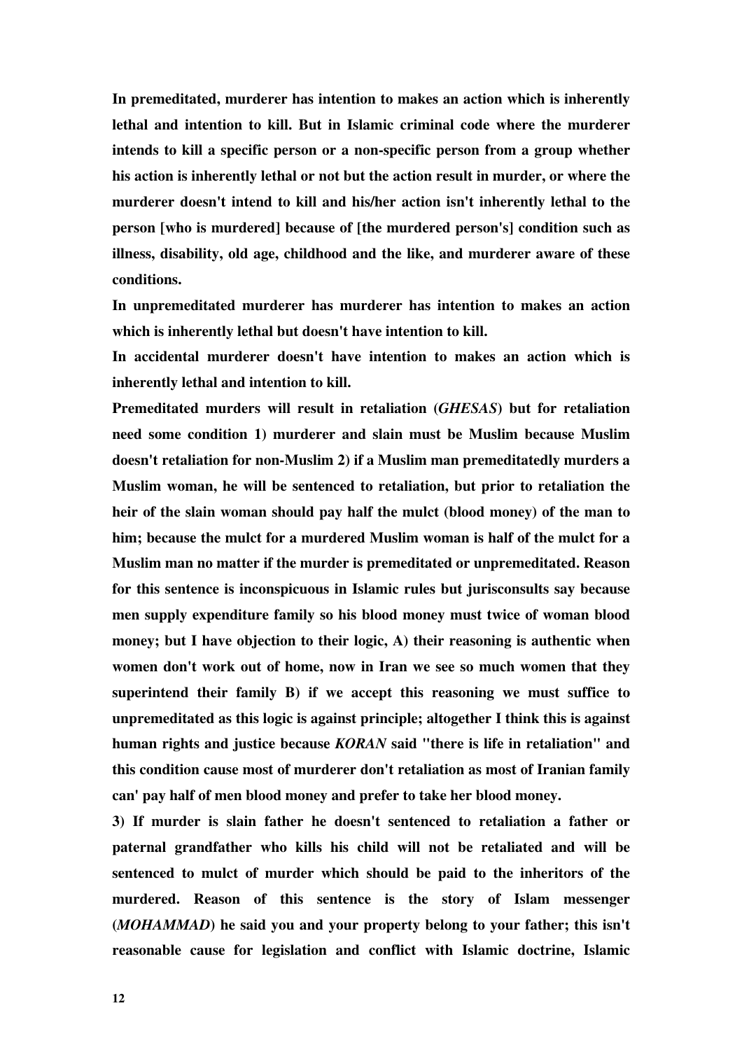**In premeditated, murderer has intention to makes an action which is inherently lethal and intention to kill. But in Islamic criminal code where the murderer intends to kill a specific person or a non-specific person from a group whether his action is inherently lethal or not but the action result in murder, or where the murderer doesn't intend to kill and his/her action isn't inherently lethal to the person [who is murdered] because of [the murdered person's] condition such as illness, disability, old age, childhood and the like, and murderer aware of these conditions.**

**In unpremeditated murderer has murderer has intention to makes an action which is inherently lethal but doesn't have intention to kill.**

**In accidental murderer doesn't have intention to makes an action which is inherently lethal and intention to kill.**

**Premeditated murders will result in retaliation (*GHESAS*) but for retaliation need some condition 1) murderer and slain must be Muslim because Muslim doesn't retaliation for non-Muslim 2) if a Muslim man premeditatedly murders a Muslim woman, he will be sentenced to retaliation, but prior to retaliation the heir of the slain woman should pay half the mulct (blood money) of the man to him; because the mulct for a murdered Muslim woman is half of the mulct for a Muslim man no matter if the murder is premeditated or unpremeditated. Reason for this sentence is inconspicuous in Islamic rules but jurisconsults say because men supply expenditure family so his blood money must twice of woman blood money; but I have objection to their logic, A) their reasoning is authentic when women don't work out of home, now in Iran we see so much women that they superintend their family B) if we accept this reasoning we must suffice to unpremeditated as this logic is against principle; altogether I think this is against human rights and justice because *KORAN* said "there is life in retaliation" and this condition cause most of murderer don't retaliation as most of Iranian family can' pay half of men blood money and prefer to take her blood money.**

**3) If murder is slain father he doesn't sentenced to retaliation a father or paternal grandfather who kills his child will not be retaliated and will be sentenced to mulct of murder which should be paid to the inheritors of the murdered. Reason of this sentence is the story of Islam messenger (*MOHAMMAD*) he said you and your property belong to your father; this isn't reasonable cause for legislation and conflict with Islamic doctrine, Islamic**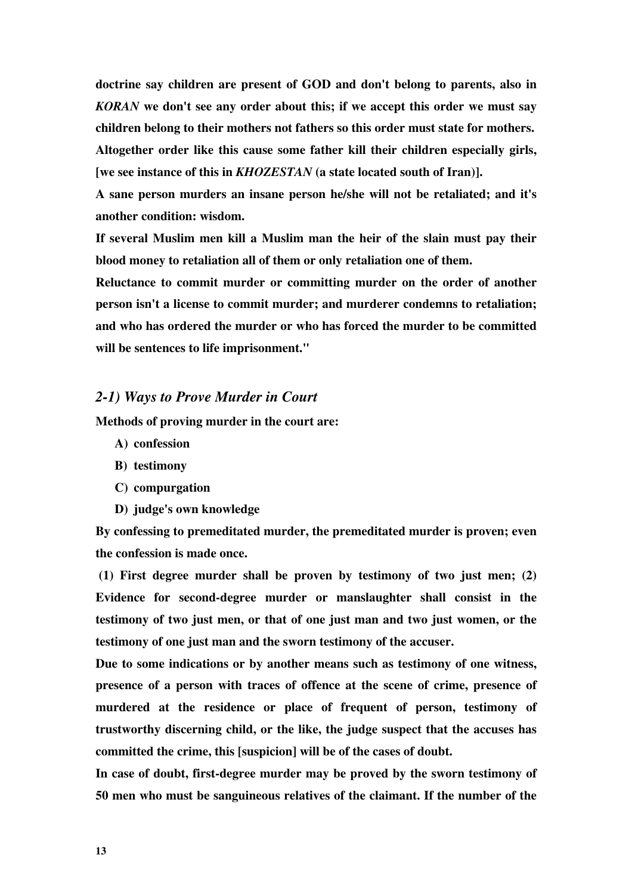**doctrine say children are present of GOD and don't belong to parents, also in *KORAN* we don't see any order about this; if we accept this order we must say children belong to their mothers not fathers so this order must state for mothers. Altogether order like this cause some father kill their children especially girls, [we see instance of this in *KHOZESTAN* (a state located south of Iran)].**

**A sane person murders an insane person he/she will not be retaliated; and it's another condition: wisdom.**

**If several Muslim men kill a Muslim man the heir of the slain must pay their blood money to retaliation all of them or only retaliation one of them.**

**Reluctance to commit murder or committing murder on the order of another person isn't a license to commit murder; and murderer condemns to retaliation; and who has ordered the murder or who has forced the murder to be committed will be sentences to life imprisonment."**

### *2-1) Ways to Prove Murder in Court*

**Methods of proving murder in the court are:**

- **A) confession**
- **B) testimony**
- **C) compurgation**
- **D) judge's own knowledge**

**By confessing to premeditated murder, the premeditated murder is proven; even the confession is made once.**

**(1) First degree murder shall be proven by testimony of two just men; (2) Evidence for second-degree murder or manslaughter shall consist in the testimony of two just men, or that of one just man and two just women, or the testimony of one just man and the sworn testimony of the accuser.**

**Due to some indications or by another means such as testimony of one witness, presence of a person with traces of offence at the scene of crime, presence of murdered at the residence or place of frequent of person, testimony of trustworthy discerning child, or the like, the judge suspect that the accuses has committed the crime, this [suspicion] will be of the cases of doubt.**

**In case of doubt, first-degree murder may be proved by the sworn testimony of 50 men who must be sanguineous relatives of the claimant. If the number of the**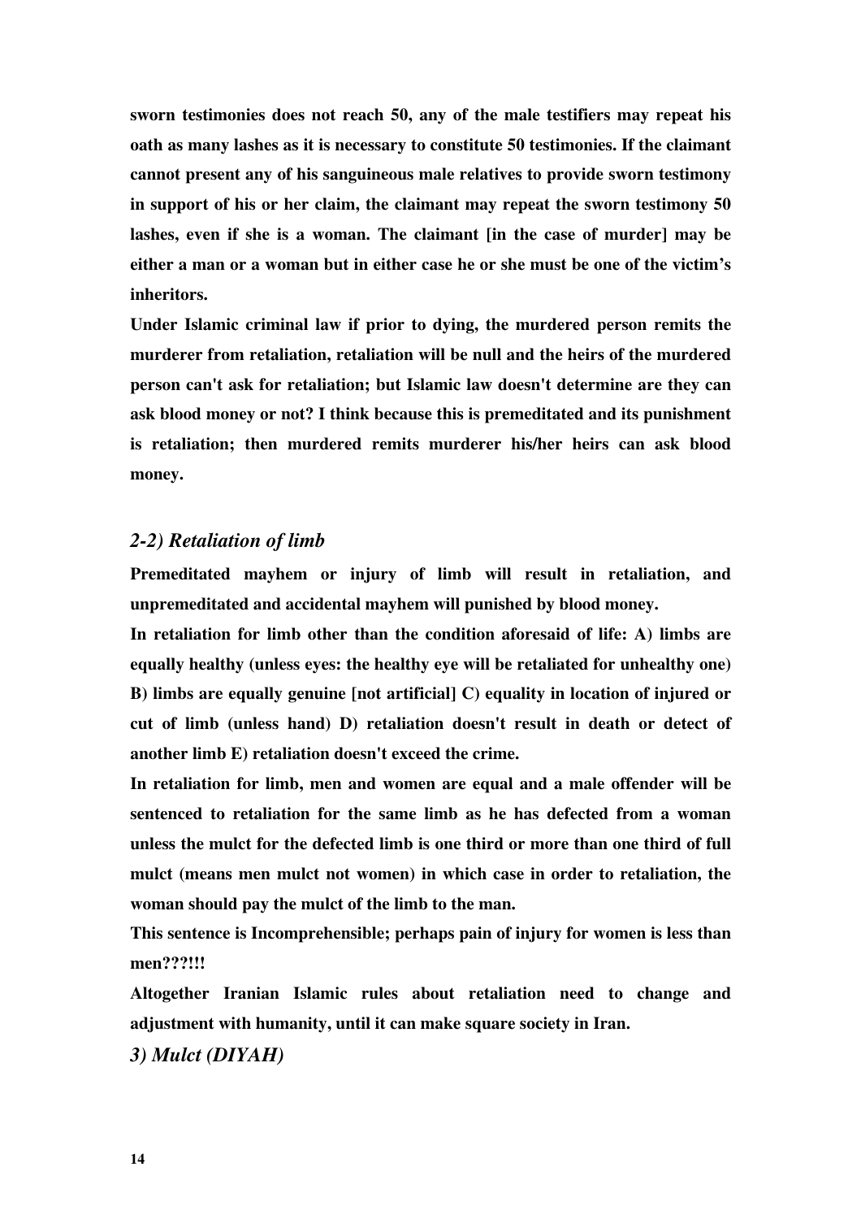**sworn testimonies does not reach 50, any of the male testifiers may repeat his oath as many lashes as it is necessary to constitute 50 testimonies. If the claimant cannot present any of his sanguineous male relatives to provide sworn testimony in support of his or her claim, the claimant may repeat the sworn testimony 50 lashes, even if she is a woman. The claimant [in the case of murder] may be either a man or a woman but in either case he or she must be one of the victim's inheritors.**

**Under Islamic criminal law if prior to dying, the murdered person remits the murderer from retaliation, retaliation will be null and the heirs of the murdered person can't ask for retaliation; but Islamic law doesn't determine are they can ask blood money or not? I think because this is premeditated and its punishment is retaliation; then murdered remits murderer his/her heirs can ask blood money.**

### *2-2) Retaliation of limb*

**Premeditated mayhem or injury of limb will result in retaliation, and unpremeditated and accidental mayhem will punished by blood money.**

**In retaliation for limb other than the condition aforesaid of life: A) limbs are equally healthy (unless eyes: the healthy eye will be retaliated for unhealthy one) B) limbs are equally genuine [not artificial] C) equality in location of injured or cut of limb (unless hand) D) retaliation doesn't result in death or detect of another limb E) retaliation doesn't exceed the crime.**

**In retaliation for limb, men and women are equal and a male offender will be sentenced to retaliation for the same limb as he has defected from a woman unless the mulct for the defected limb is one third or more than one third of full mulct (means men mulct not women) in which case in order to retaliation, the woman should pay the mulct of the limb to the man.**

**This sentence is Incomprehensible; perhaps pain of injury for women is less than men???!!!**

**Altogether Iranian Islamic rules about retaliation need to change and adjustment with humanity, until it can make square society in Iran.**

### *3) Mulct (DIYAH)*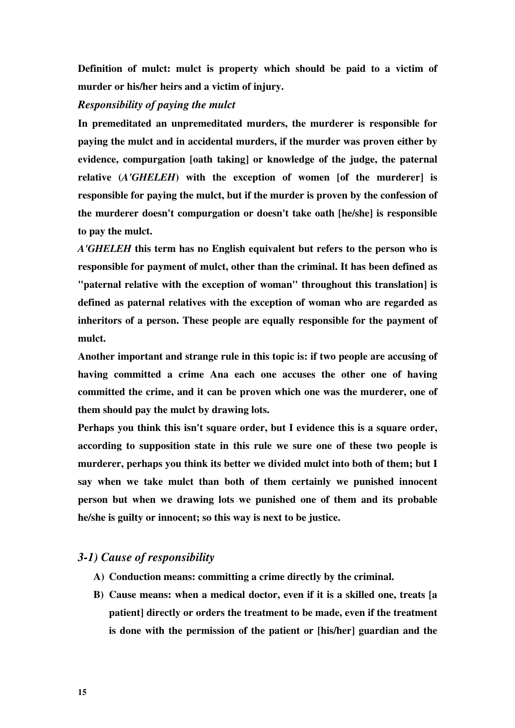**Definition of mulct: mulct is property which should be paid to a victim of murder or his/her heirs and a victim of injury.**

***Responsibility of paying the mulct***

**In premeditated an unpremeditated murders, the murderer is responsible for paying the mulct and in accidental murders, if the murder was proven either by evidence, compurgation [oath taking] or knowledge of the judge, the paternal relative (*A'GHELEH*) with the exception of women [of the murderer] is responsible for paying the mulct, but if the murder is proven by the confession of the murderer doesn't compurgation or doesn't take oath [he/she] is responsible to pay the mulct.**

***A'GHELEH* this term has no English equivalent but refers to the person who is responsible for payment of mulct, other than the criminal. It has been defined as "paternal relative with the exception of woman" throughout this translation] is defined as paternal relatives with the exception of woman who are regarded as inheritors of a person. These people are equally responsible for the payment of mulct.**

**Another important and strange rule in this topic is: if two people are accusing of having committed a crime Ana each one accuses the other one of having committed the crime, and it can be proven which one was the murderer, one of them should pay the mulct by drawing lots.**

**Perhaps you think this isn't square order, but I evidence this is a square order, according to supposition state in this rule we sure one of these two people is murderer, perhaps you think its better we divided mulct into both of them; but I say when we take mulct than both of them certainly we punished innocent person but when we drawing lots we punished one of them and its probable he/she is guilty or innocent; so this way is next to be justice.**

### *3-1) Cause of responsibility*

A) **Conduction means: committing a crime directly by the criminal.**
B) **Cause means: when a medical doctor, even if it is a skilled one, treats [a patient] directly or orders the treatment to be made, even if the treatment is done with the permission of the patient or [his/her] guardian and the**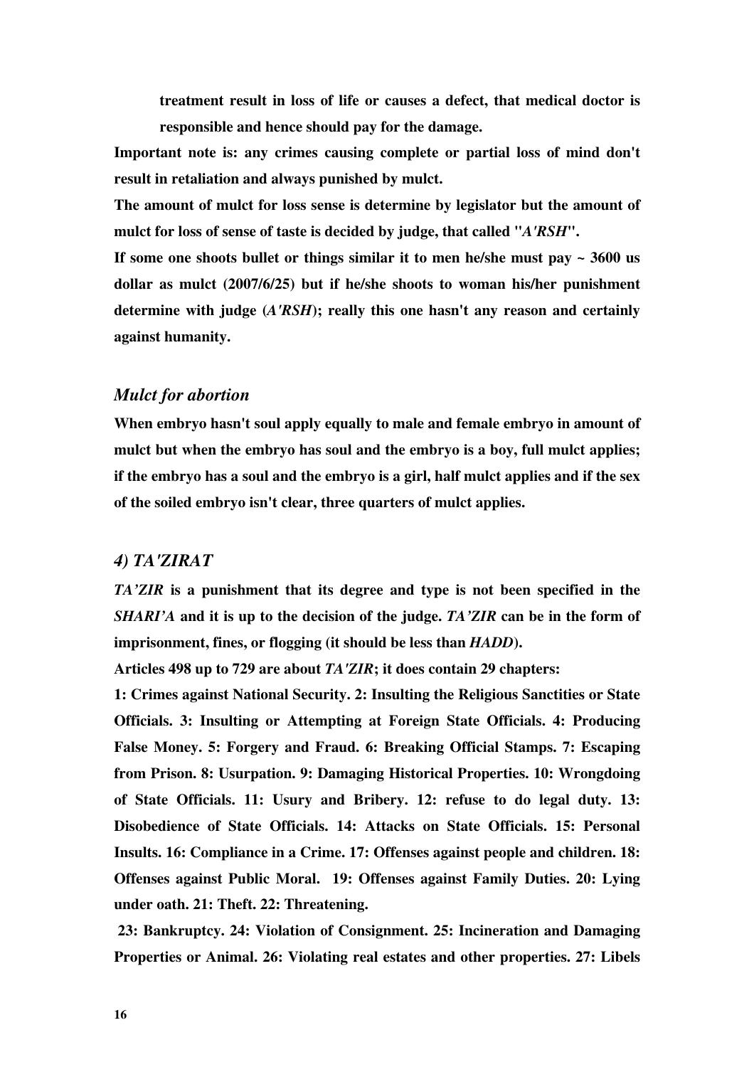**treatment result in loss of life or causes a defect, that medical doctor is responsible and hence should pay for the damage.**

**Important note is: any crimes causing complete or partial loss of mind don't result in retaliation and always punished by mulct.**

**The amount of mulct for loss sense is determine by legislator but the amount of mulct for loss of sense of taste is decided by judge, that called "*A'RSH*".**

**If some one shoots bullet or things similar it to men he/she must pay ~ 3600 us dollar as mulct (2007/6/25) but if he/she shoots to woman his/her punishment determine with judge (*A'RSH*); really this one hasn't any reason and certainly against humanity.**

### *Mulct for abortion*

**When embryo hasn't soul apply equally to male and female embryo in amount of mulct but when the embryo has soul and the embryo is a boy, full mulct applies; if the embryo has a soul and the embryo is a girl, half mulct applies and if the sex of the soiled embryo isn't clear, three quarters of mulct applies.**

### *4) TA'ZIRAT*

***TA'ZIR* is a punishment that its degree and type is not been specified in the *SHARI'A* and it is up to the decision of the judge. *TA'ZIR* can be in the form of imprisonment, fines, or flogging (it should be less than *HADD*).**

**Articles 498 up to 729 are about *TA'ZIR*; it does contain 29 chapters:**

**1: Crimes against National Security. 2: Insulting the Religious Sanctities or State Officials. 3: Insulting or Attempting at Foreign State Officials. 4: Producing False Money. 5: Forgery and Fraud. 6: Breaking Official Stamps. 7: Escaping from Prison. 8: Usurpation. 9: Damaging Historical Properties. 10: Wrongdoing of State Officials. 11: Usury and Bribery. 12: refuse to do legal duty. 13: Disobedience of State Officials. 14: Attacks on State Officials. 15: Personal Insults. 16: Compliance in a Crime. 17: Offenses against people and children. 18: Offenses against Public Moral. 19: Offenses against Family Duties. 20: Lying under oath. 21: Theft. 22: Threatening.**

**23: Bankruptcy. 24: Violation of Consignment. 25: Incineration and Damaging Properties or Animal. 26: Violating real estates and other properties. 27: Libels**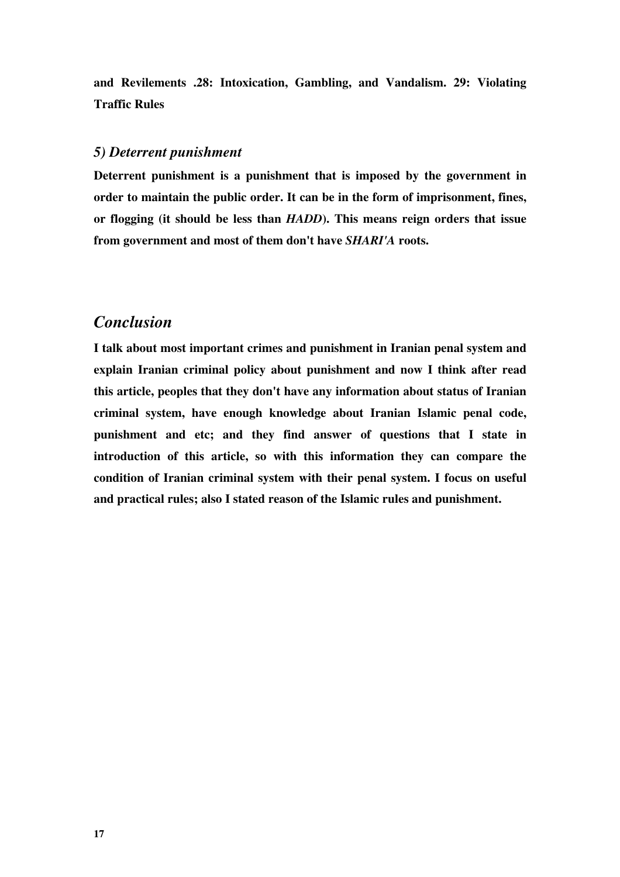**and Revilements .28: Intoxication, Gambling, and Vandalism. 29: Violating Traffic Rules**

### *5) Deterrent punishment*

**Deterrent punishment is a punishment that is imposed by the government in order to maintain the public order. It can be in the form of imprisonment, fines, or flogging (it should be less than *HADD*). This means reign orders that issue from government and most of them don't have *SHARI'A* roots.**

## *Conclusion*

**I talk about most important crimes and punishment in Iranian penal system and explain Iranian criminal policy about punishment and now I think after read this article, peoples that they don't have any information about status of Iranian criminal system, have enough knowledge about Iranian Islamic penal code, punishment and etc; and they find answer of questions that I state in introduction of this article, so with this information they can compare the condition of Iranian criminal system with their penal system. I focus on useful and practical rules; also I stated reason of the Islamic rules and punishment.**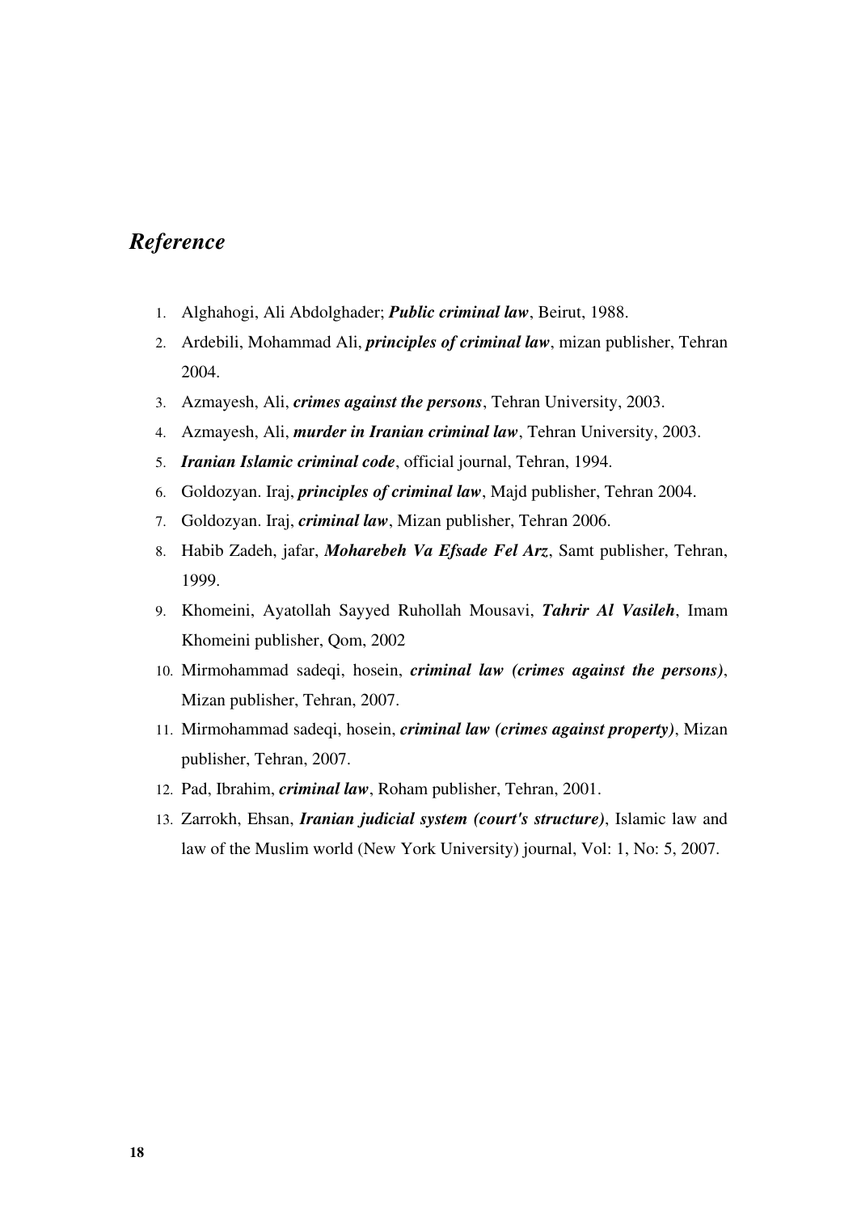## *Reference*

1. Alghahogi, Ali Abdolghader; ***Public criminal law***, Beirut, 1988.
2. Ardebili, Mohammad Ali, ***principles of criminal law***, mizan publisher, Tehran 2004.
3. Azmayesh, Ali, ***crimes against the persons***, Tehran University, 2003.
4. Azmayesh, Ali, ***murder in Iranian criminal law***, Tehran University, 2003.
5. ***Iranian Islamic criminal code***, official journal, Tehran, 1994.
6. Goldozyan. Iraj, ***principles of criminal law***, Majd publisher, Tehran 2004.
7. Goldozyan. Iraj, ***criminal law***, Mizan publisher, Tehran 2006.
8. Habib Zadeh, jafar, ***Moharebeh Va Efsade Fel Arz***, Samt publisher, Tehran, 1999.
9. Khomeini, Ayatollah Sayyed Ruhollah Mousavi, ***Tahrir Al Vasileh***, Imam Khomeini publisher, Qom, 2002
10. Mirmohammad sadeqi, hosein, ***criminal law (crimes against the persons)***, Mizan publisher, Tehran, 2007.
11. Mirmohammad sadeqi, hosein, ***criminal law (crimes against property)***, Mizan publisher, Tehran, 2007.
12. Pad, Ibrahim, ***criminal law***, Roham publisher, Tehran, 2001.
13. Zarrokh, Ehsan, ***Iranian judicial system (court's structure)***, Islamic law and law of the Muslim world (New York University) journal, Vol: 1, No: 5, 2007.